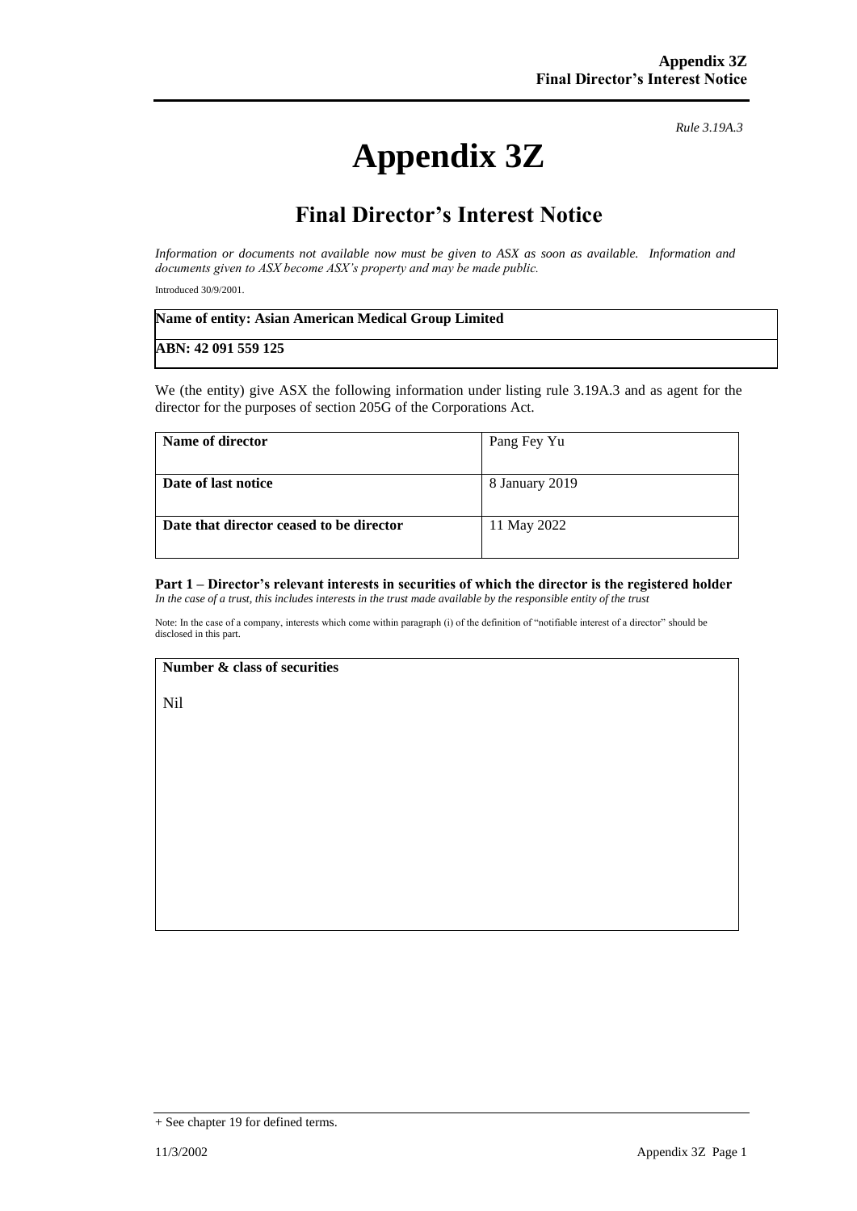*Rule 3.19A.3*

# Appendix 3Z

## Final Director's Interest Notice

*Information or documents not available now must be given to ASX as soon as available. Information and documents given to ASX become ASX's property and may be made public.*

Introduced 30/9/2001.

| **Name of entity: Asian American Medical Group Limited** |
|---|
| **ABN: 42 091 559 125** |

We (the entity) give ASX the following information under listing rule 3.19A.3 and as agent for the director for the purposes of section 205G of the Corporations Act.

| **Name of director** | Pang Fey Yu |
|---|---|
| **Date of last notice** | 8 January 2019 |
| **Date that director ceased to be director** | 11 May 2022 |

**Part 1 – Director's relevant interests in securities of which the director is the registered holder**
*In the case of a trust, this includes interests in the trust made available by the responsible entity of the trust*

Note: In the case of a company, interests which come within paragraph (i) of the definition of "notifiable interest of a director" should be disclosed in this part.

| **Number & class of securities** |
|---|
| Nil |

+ See chapter 19 for defined terms.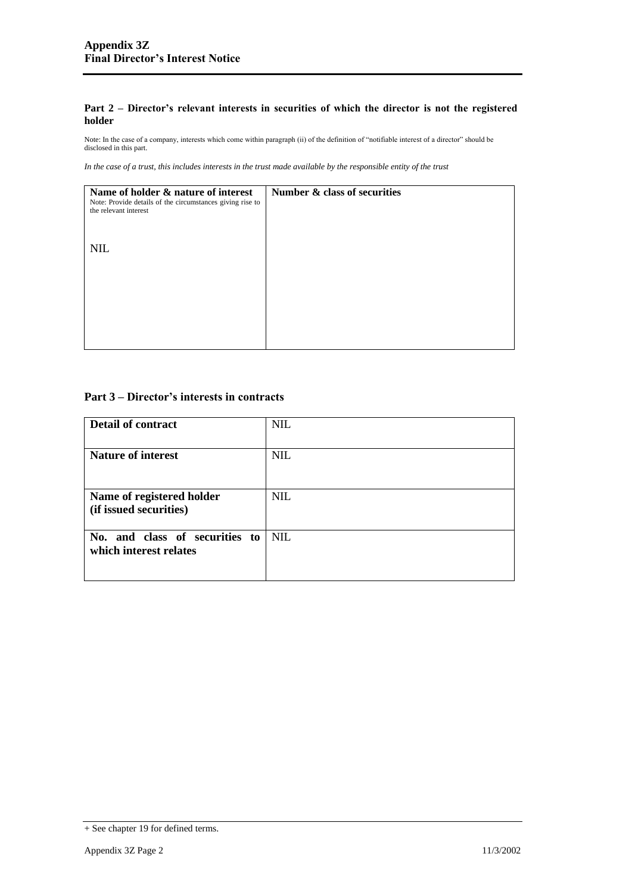## Part 2 – Director's relevant interests in securities of which the director is not the registered holder

Note: In the case of a company, interests which come within paragraph (ii) of the definition of "notifiable interest of a director" should be disclosed in this part.

*In the case of a trust, this includes interests in the trust made available by the responsible entity of the trust*

| **Name of holder & nature of interest**<br>Note: Provide details of the circumstances giving rise to the relevant interest | **Number & class of securities** |
|---|---|
| NIL | |

## Part 3 – Director's interests in contracts

| | |
|---|---|
| **Detail of contract** | NIL |
| **Nature of interest** | NIL |
| **Name of registered holder (if issued securities)** | NIL |
| **No. and class of securities to which interest relates** | NIL |

+ See chapter 19 for defined terms.